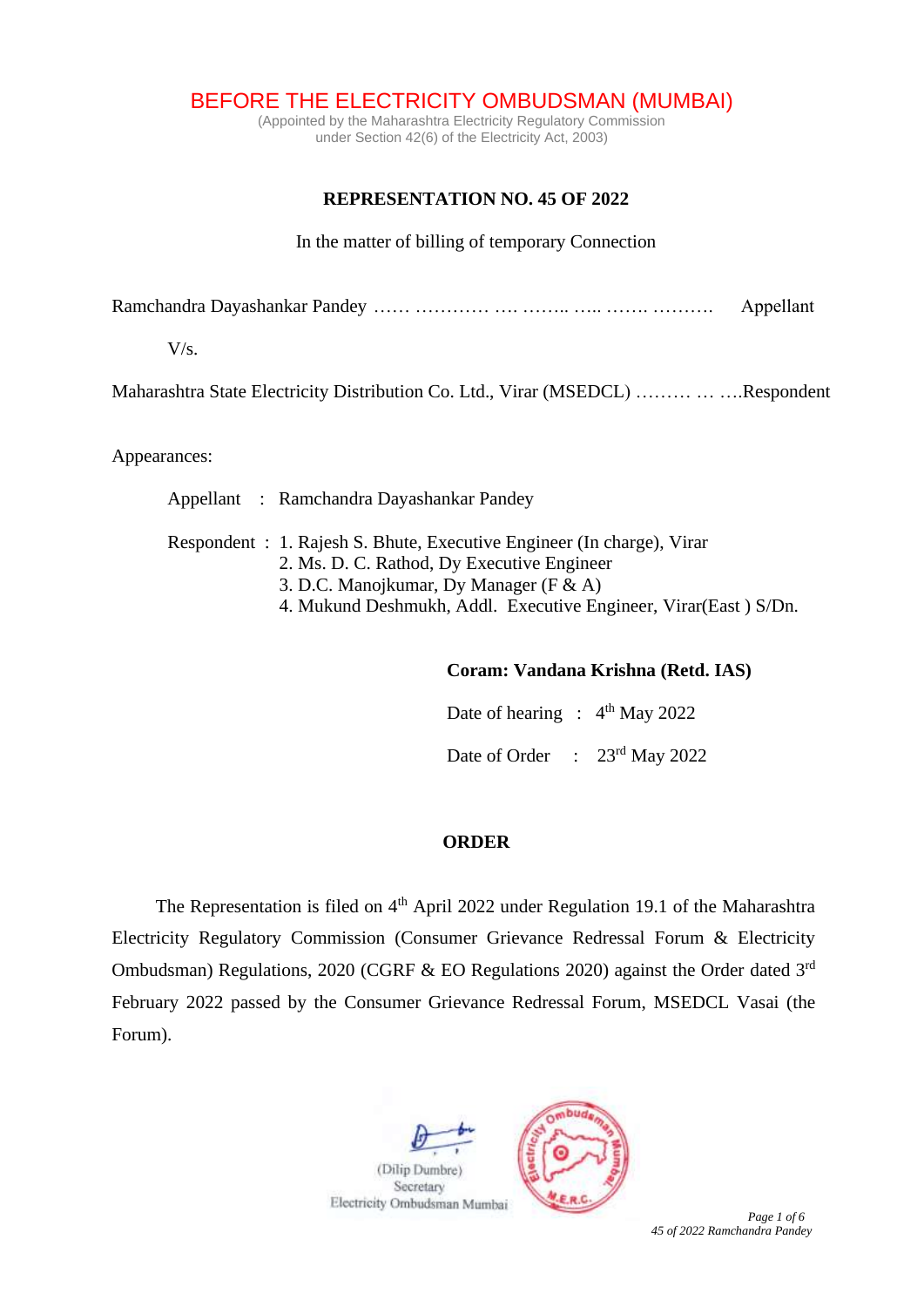# BEFORE THE ELECTRICITY OMBUDSMAN (MUMBAI)

(Appointed by the Maharashtra Electricity Regulatory Commission
under Section 42(6) of the Electricity Act, 2003)

**REPRESENTATION NO. 45 OF 2022**

In the matter of billing of temporary Connection

Ramchandra Dayashankar Pandey …… ………… …. …….. ….. ……. ………. Appellant

V/s.

Maharashtra State Electricity Distribution Co. Ltd., Virar (MSEDCL) ……… … ….Respondent

Appearances:

Appellant : Ramchandra Dayashankar Pandey

Respondent : 1. Rajesh S. Bhute, Executive Engineer (In charge), Virar
2. Ms. D. C. Rathod, Dy Executive Engineer
3. D.C. Manojkumar, Dy Manager (F & A)
4. Mukund Deshmukh, Addl. Executive Engineer, Virar(East ) S/Dn.

**Coram: Vandana Krishna (Retd. IAS)**

Date of hearing : 4th May 2022

Date of Order : 23rd May 2022

**ORDER**

The Representation is filed on 4th April 2022 under Regulation 19.1 of the Maharashtra Electricity Regulatory Commission (Consumer Grievance Redressal Forum & Electricity Ombudsman) Regulations, 2020 (CGRF & EO Regulations 2020) against the Order dated 3rd February 2022 passed by the Consumer Grievance Redressal Forum, MSEDCL Vasai (the Forum).

(Dilip Dumbre)
Secretary
Electricity Ombudsman Mumbai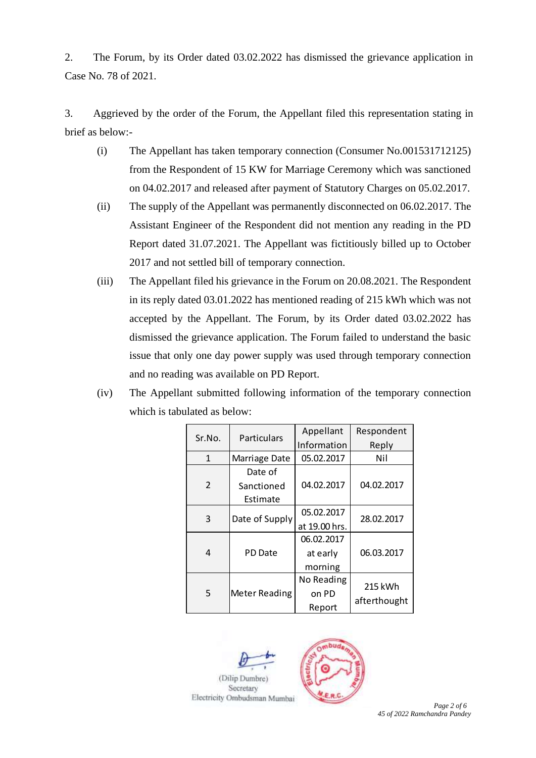2. The Forum, by its Order dated 03.02.2022 has dismissed the grievance application in Case No. 78 of 2021.

3. Aggrieved by the order of the Forum, the Appellant filed this representation stating in brief as below:-

(i) The Appellant has taken temporary connection (Consumer No.001531712125) from the Respondent of 15 KW for Marriage Ceremony which was sanctioned on 04.02.2017 and released after payment of Statutory Charges on 05.02.2017.

(ii) The supply of the Appellant was permanently disconnected on 06.02.2017. The Assistant Engineer of the Respondent did not mention any reading in the PD Report dated 31.07.2021. The Appellant was fictitiously billed up to October 2017 and not settled bill of temporary connection.

(iii) The Appellant filed his grievance in the Forum on 20.08.2021. The Respondent in its reply dated 03.01.2022 has mentioned reading of 215 kWh which was not accepted by the Appellant. The Forum, by its Order dated 03.02.2022 has dismissed the grievance application. The Forum failed to understand the basic issue that only one day power supply was used through temporary connection and no reading was available on PD Report.

(iv) The Appellant submitted following information of the temporary connection which is tabulated as below:

| Sr.No. | Particulars | Appellant Information | Respondent Reply |
|---|---|---|---|
| 1 | Marriage Date | 05.02.2017 | Nil |
| 2 | Date of Sanctioned Estimate | 04.02.2017 | 04.02.2017 |
| 3 | Date of Supply | 05.02.2017 at 19.00 hrs. | 28.02.2017 |
| 4 | PD Date | 06.02.2017 at early morning | 06.03.2017 |
| 5 | Meter Reading | No Reading on PD Report | 215 kWh afterthought |

(Dilip Dumbre)
Secretary
Electricity Ombudsman Mumbai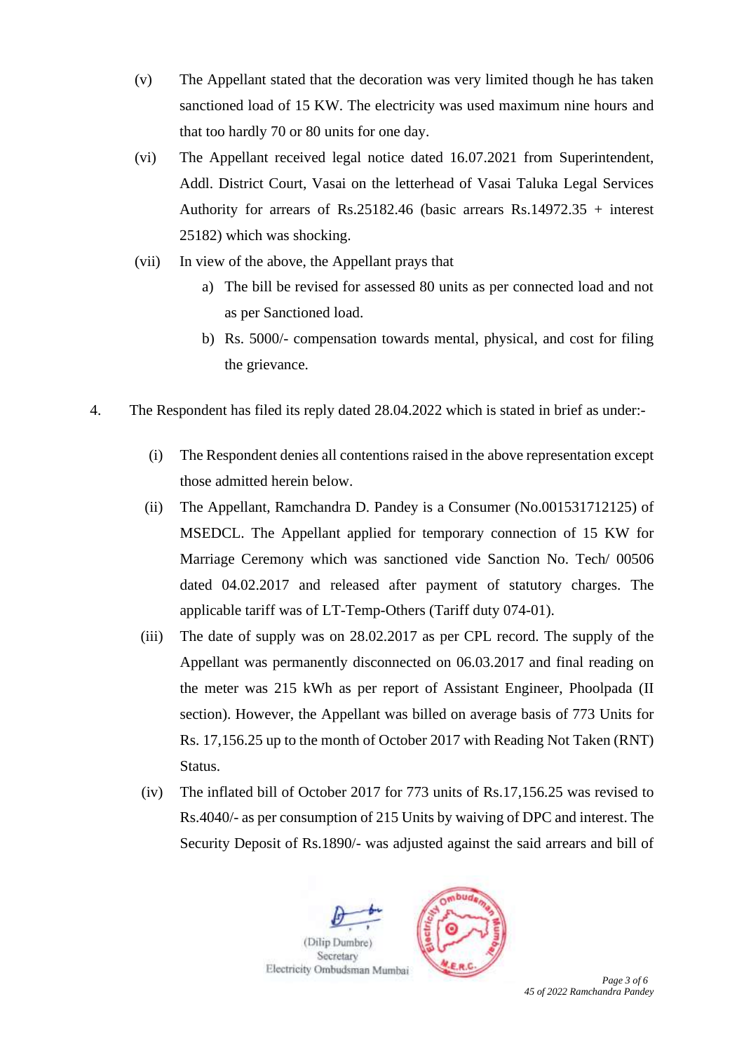(v) The Appellant stated that the decoration was very limited though he has taken sanctioned load of 15 KW. The electricity was used maximum nine hours and that too hardly 70 or 80 units for one day.

(vi) The Appellant received legal notice dated 16.07.2021 from Superintendent, Addl. District Court, Vasai on the letterhead of Vasai Taluka Legal Services Authority for arrears of Rs.25182.46 (basic arrears Rs.14972.35 + interest 25182) which was shocking.

(vii) In view of the above, the Appellant prays that

a) The bill be revised for assessed 80 units as per connected load and not as per Sanctioned load.

b) Rs. 5000/- compensation towards mental, physical, and cost for filing the grievance.

4. The Respondent has filed its reply dated 28.04.2022 which is stated in brief as under:-

(i) The Respondent denies all contentions raised in the above representation except those admitted herein below.

(ii) The Appellant, Ramchandra D. Pandey is a Consumer (No.001531712125) of MSEDCL. The Appellant applied for temporary connection of 15 KW for Marriage Ceremony which was sanctioned vide Sanction No. Tech/ 00506 dated 04.02.2017 and released after payment of statutory charges. The applicable tariff was of LT-Temp-Others (Tariff duty 074-01).

(iii) The date of supply was on 28.02.2017 as per CPL record. The supply of the Appellant was permanently disconnected on 06.03.2017 and final reading on the meter was 215 kWh as per report of Assistant Engineer, Phoolpada (II section). However, the Appellant was billed on average basis of 773 Units for Rs. 17,156.25 up to the month of October 2017 with Reading Not Taken (RNT) Status.

(iv) The inflated bill of October 2017 for 773 units of Rs.17,156.25 was revised to Rs.4040/- as per consumption of 215 Units by waiving of DPC and interest. The Security Deposit of Rs.1890/- was adjusted against the said arrears and bill of

(Dilip Dumbre)
Secretary
Electricity Ombudsman Mumbai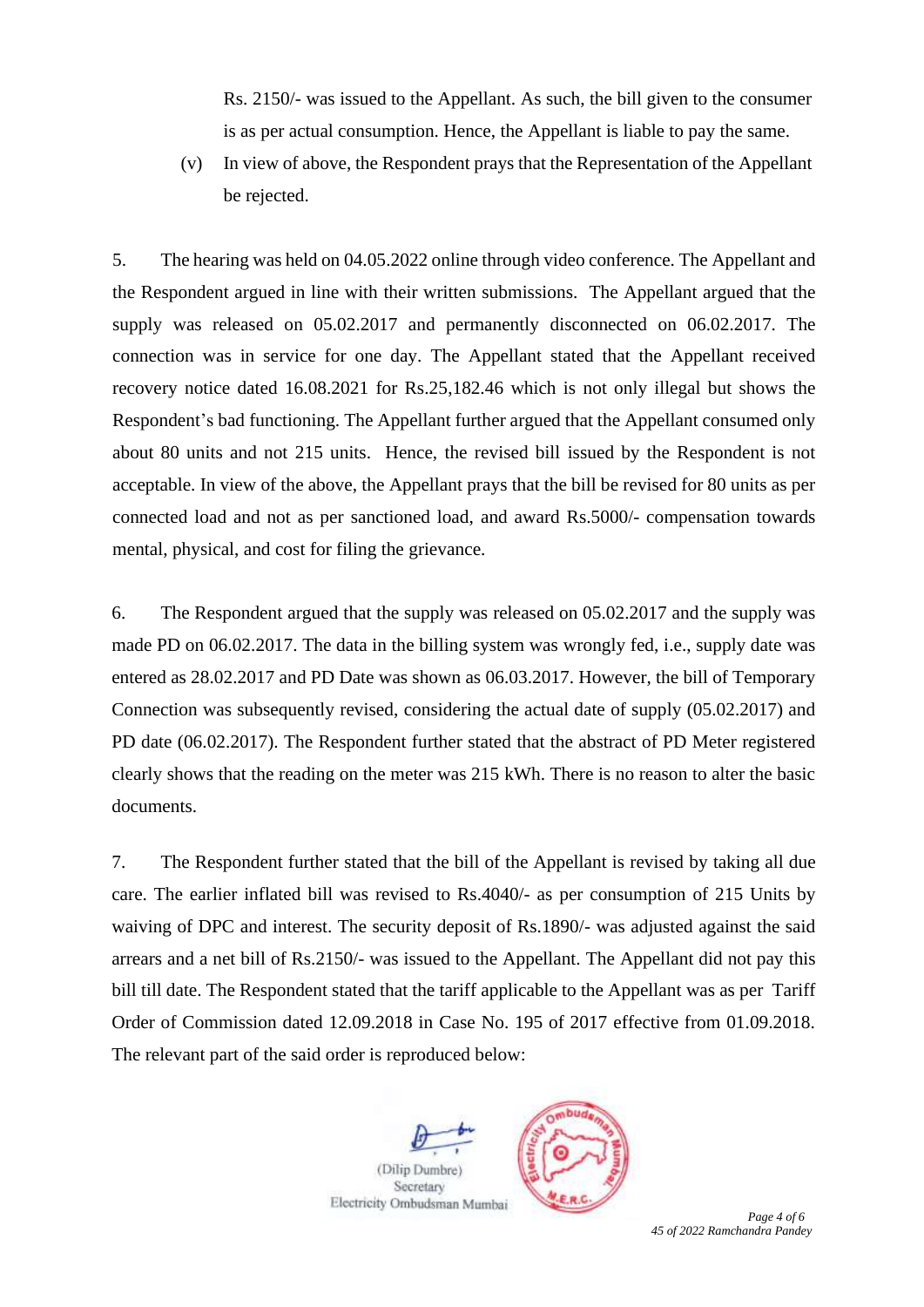Rs. 2150/- was issued to the Appellant. As such, the bill given to the consumer is as per actual consumption. Hence, the Appellant is liable to pay the same.

(v) In view of above, the Respondent prays that the Representation of the Appellant be rejected.

5. The hearing was held on 04.05.2022 online through video conference. The Appellant and the Respondent argued in line with their written submissions. The Appellant argued that the supply was released on 05.02.2017 and permanently disconnected on 06.02.2017. The connection was in service for one day. The Appellant stated that the Appellant received recovery notice dated 16.08.2021 for Rs.25,182.46 which is not only illegal but shows the Respondent's bad functioning. The Appellant further argued that the Appellant consumed only about 80 units and not 215 units. Hence, the revised bill issued by the Respondent is not acceptable. In view of the above, the Appellant prays that the bill be revised for 80 units as per connected load and not as per sanctioned load, and award Rs.5000/- compensation towards mental, physical, and cost for filing the grievance.

6. The Respondent argued that the supply was released on 05.02.2017 and the supply was made PD on 06.02.2017. The data in the billing system was wrongly fed, i.e., supply date was entered as 28.02.2017 and PD Date was shown as 06.03.2017. However, the bill of Temporary Connection was subsequently revised, considering the actual date of supply (05.02.2017) and PD date (06.02.2017). The Respondent further stated that the abstract of PD Meter registered clearly shows that the reading on the meter was 215 kWh. There is no reason to alter the basic documents.

7. The Respondent further stated that the bill of the Appellant is revised by taking all due care. The earlier inflated bill was revised to Rs.4040/- as per consumption of 215 Units by waiving of DPC and interest. The security deposit of Rs.1890/- was adjusted against the said arrears and a net bill of Rs.2150/- was issued to the Appellant. The Appellant did not pay this bill till date. The Respondent stated that the tariff applicable to the Appellant was as per Tariff Order of Commission dated 12.09.2018 in Case No. 195 of 2017 effective from 01.09.2018. The relevant part of the said order is reproduced below:

(Dilip Dumbre)
Secretary
Electricity Ombudsman Mumbai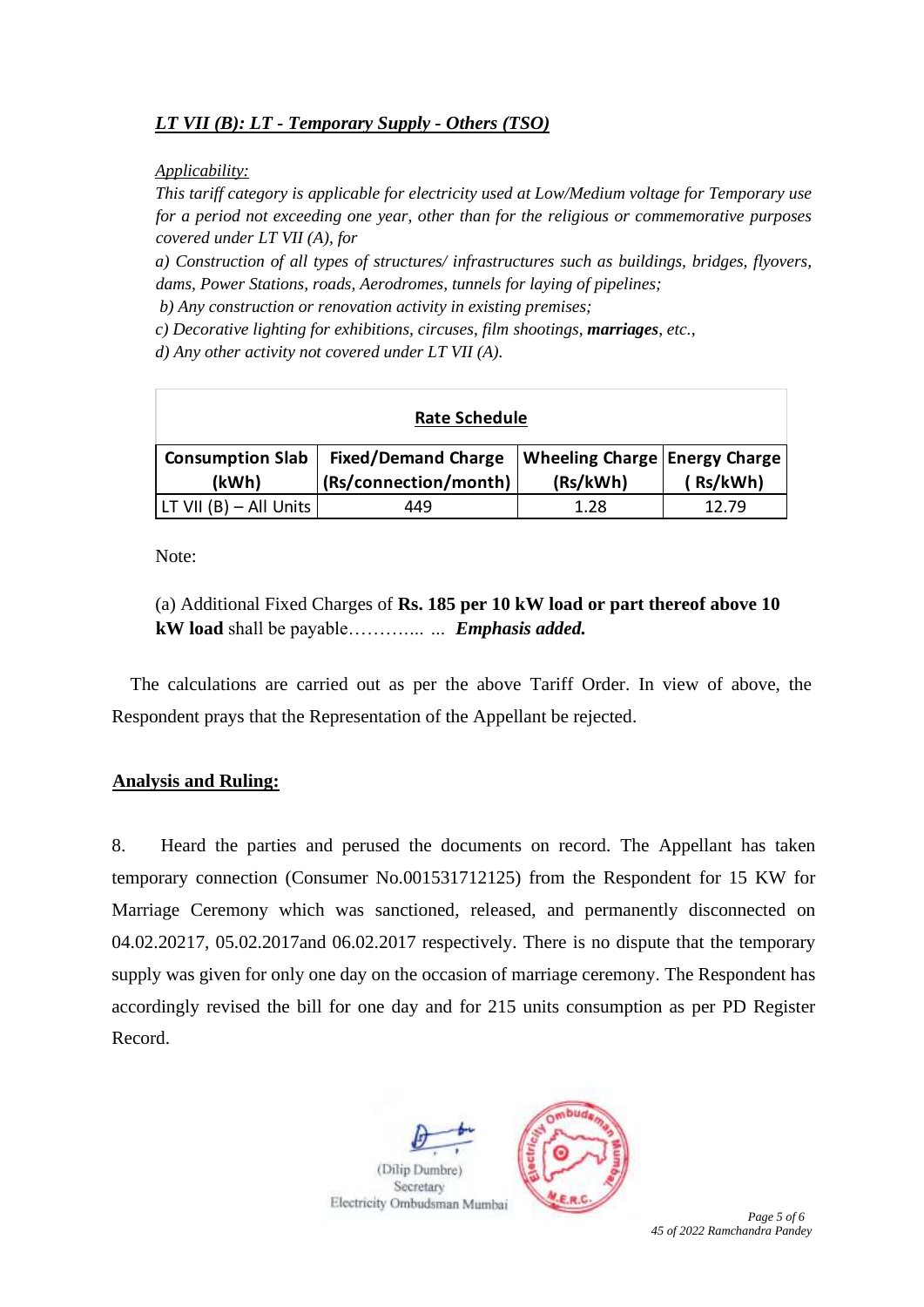***LT VII (B): LT - Temporary Supply - Others (TSO)***

*Applicability:*

*This tariff category is applicable for electricity used at Low/Medium voltage for Temporary use for a period not exceeding one year, other than for the religious or commemorative purposes covered under LT VII (A), for*

*a) Construction of all types of structures/ infrastructures such as buildings, bridges, flyovers, dams, Power Stations, roads, Aerodromes, tunnels for laying of pipelines;*

*b) Any construction or renovation activity in existing premises;*

*c) Decorative lighting for exhibitions, circuses, film shootings, **marriages**, etc.,*

*d) Any other activity not covered under LT VII (A).*

| **Rate Schedule** | | | |
|---|---|---|---|
| **Consumption Slab (kWh)** | **Fixed/Demand Charge (Rs/connection/month)** | **Wheeling Charge (Rs/kWh)** | **Energy Charge ( Rs/kWh)** |
| LT VII (B) – All Units | 449 | 1.28 | 12.79 |

Note:

(a) Additional Fixed Charges of **Rs. 185 per 10 kW load or part thereof above 10 kW load** shall be payable………... ... ***Emphasis added.***

The calculations are carried out as per the above Tariff Order. In view of above, the Respondent prays that the Representation of the Appellant be rejected.

**Analysis and Ruling:**

8. Heard the parties and perused the documents on record. The Appellant has taken temporary connection (Consumer No.001531712125) from the Respondent for 15 KW for Marriage Ceremony which was sanctioned, released, and permanently disconnected on 04.02.20217, 05.02.2017and 06.02.2017 respectively. There is no dispute that the temporary supply was given for only one day on the occasion of marriage ceremony. The Respondent has accordingly revised the bill for one day and for 215 units consumption as per PD Register Record.

(Dilip Dumbre)
Secretary
Electricity Ombudsman Mumbai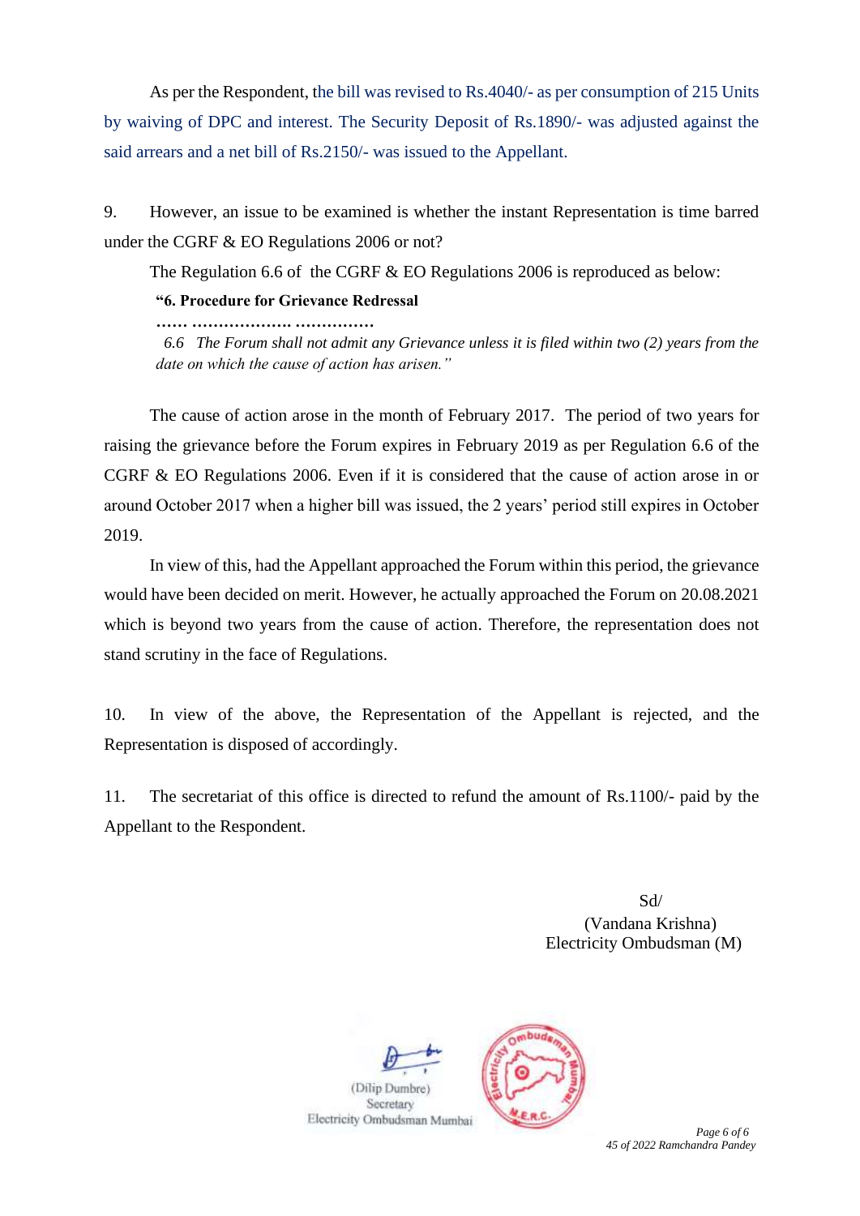As per the Respondent, the bill was revised to Rs.4040/- as per consumption of 215 Units by waiving of DPC and interest. The Security Deposit of Rs.1890/- was adjusted against the said arrears and a net bill of Rs.2150/- was issued to the Appellant.

9. However, an issue to be examined is whether the instant Representation is time barred under the CGRF & EO Regulations 2006 or not?

The Regulation 6.6 of the CGRF & EO Regulations 2006 is reproduced as below:

> **"6. Procedure for Grievance Redressal**
>
> …… ………………. ……………
>
> *6.6 The Forum shall not admit any Grievance unless it is filed within two (2) years from the date on which the cause of action has arisen."*

The cause of action arose in the month of February 2017. The period of two years for raising the grievance before the Forum expires in February 2019 as per Regulation 6.6 of the CGRF & EO Regulations 2006. Even if it is considered that the cause of action arose in or around October 2017 when a higher bill was issued, the 2 years' period still expires in October 2019.

In view of this, had the Appellant approached the Forum within this period, the grievance would have been decided on merit. However, he actually approached the Forum on 20.08.2021 which is beyond two years from the cause of action. Therefore, the representation does not stand scrutiny in the face of Regulations.

10. In view of the above, the Representation of the Appellant is rejected, and the Representation is disposed of accordingly.

11. The secretariat of this office is directed to refund the amount of Rs.1100/- paid by the Appellant to the Respondent.

Sd/
(Vandana Krishna)
Electricity Ombudsman (M)

(Dilip Dumbre)
Secretary
Electricity Ombudsman Mumbai